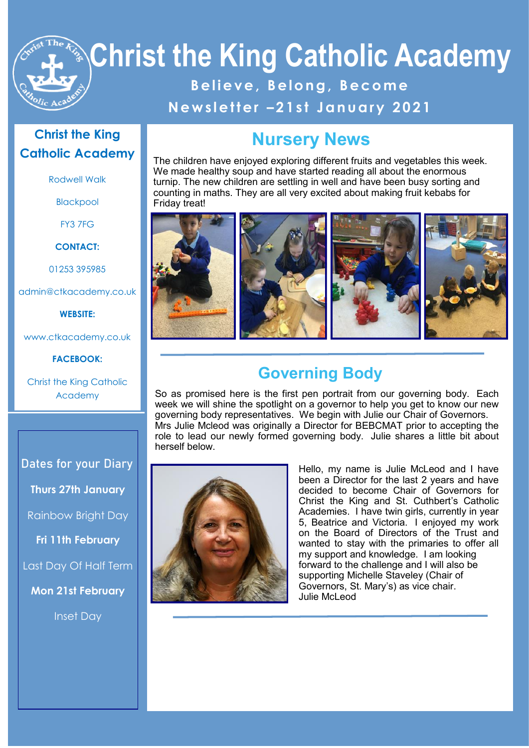# Christ the King Catholic Academy

**Believe, Belong, Become**

**Newsletter –21st January 2021**

## Christ the King Catholic Academy

Rodwell Walk

Blackpool

FY3 7FG

**CONTACT:**

01253 395985

admin@ctkacademy.co.uk

**WEBSITE:**

www.ctkacademy.co.uk

**FACEBOOK:**

Christ the King Catholic Academy

### Dates for your Diary

**Thurs 27th January**

Rainbow Bright Day

**Fri 11th February**

Last Day Of Half Term

**Mon 21st February**

Inset Day

## Nursery News

The children have enjoyed exploring different fruits and vegetables this week. We made healthy soup and have started reading all about the enormous turnip. The new children are settling in well and have been busy sorting and counting in maths. They are all very excited about making fruit kebabs for Friday treat!

## Governing Body

So as promised here is the first pen portrait from our governing body. Each week we will shine the spotlight on a governor to help you get to know our new governing body representatives. We begin with Julie our Chair of Governors. Mrs Julie Mcleod was originally a Director for BEBCMAT prior to accepting the role to lead our newly formed governing body. Julie shares a little bit about herself below.

Hello, my name is Julie McLeod and I have been a Director for the last 2 years and have decided to become Chair of Governors for Christ the King and St. Cuthbert's Catholic Academies. I have twin girls, currently in year 5, Beatrice and Victoria. I enjoyed my work on the Board of Directors of the Trust and wanted to stay with the primaries to offer all my support and knowledge. I am looking forward to the challenge and I will also be supporting Michelle Staveley (Chair of Governors, St. Mary's) as vice chair.
Julie McLeod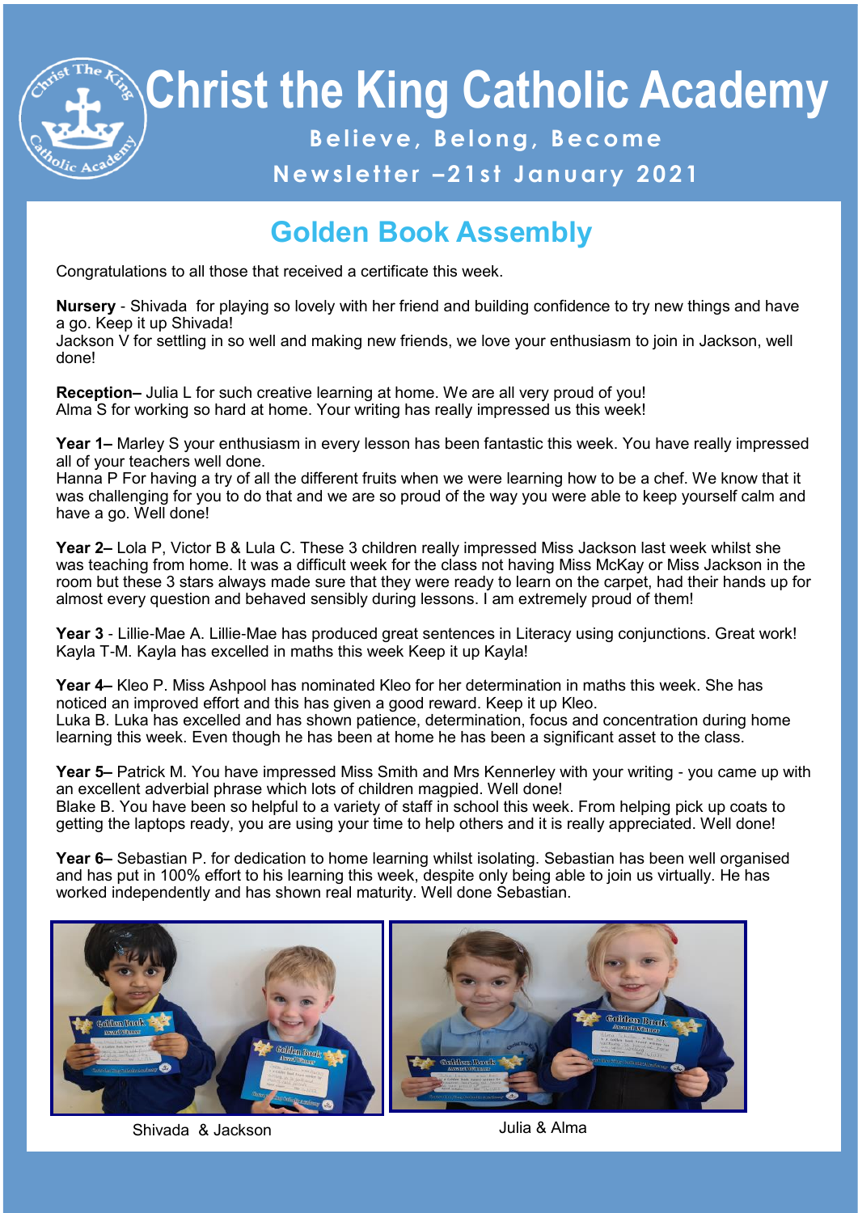# Christ the King Catholic Academy

**Believe, Belong, Become**

**Newsletter –21st January 2021**

## Golden Book Assembly

Congratulations to all those that received a certificate this week.

**Nursery** - Shivada for playing so lovely with her friend and building confidence to try new things and have a go. Keep it up Shivada!
Jackson V for settling in so well and making new friends, we love your enthusiasm to join in Jackson, well done!

**Reception–** Julia L for such creative learning at home. We are all very proud of you!
Alma S for working so hard at home. Your writing has really impressed us this week!

**Year 1–** Marley S your enthusiasm in every lesson has been fantastic this week. You have really impressed all of your teachers well done.
Hanna P For having a try of all the different fruits when we were learning how to be a chef. We know that it was challenging for you to do that and we are so proud of the way you were able to keep yourself calm and have a go. Well done!

**Year 2–** Lola P, Victor B & Lula C. These 3 children really impressed Miss Jackson last week whilst she was teaching from home. It was a difficult week for the class not having Miss McKay or Miss Jackson in the room but these 3 stars always made sure that they were ready to learn on the carpet, had their hands up for almost every question and behaved sensibly during lessons. I am extremely proud of them!

**Year 3** - Lillie-Mae A. Lillie-Mae has produced great sentences in Literacy using conjunctions. Great work!
Kayla T-M. Kayla has excelled in maths this week Keep it up Kayla!

**Year 4–** Kleo P. Miss Ashpool has nominated Kleo for her determination in maths this week. She has noticed an improved effort and this has given a good reward. Keep it up Kleo.
Luka B. Luka has excelled and has shown patience, determination, focus and concentration during home learning this week. Even though he has been at home he has been a significant asset to the class.

**Year 5–** Patrick M. You have impressed Miss Smith and Mrs Kennerley with your writing - you came up with an excellent adverbial phrase which lots of children magpied. Well done!
Blake B. You have been so helpful to a variety of staff in school this week. From helping pick up coats to getting the laptops ready, you are using your time to help others and it is really appreciated. Well done!

**Year 6–** Sebastian P. for dedication to home learning whilst isolating. Sebastian has been well organised and has put in 100% effort to his learning this week, despite only being able to join us virtually. He has worked independently and has shown real maturity. Well done Sebastian.

Shivada & Jackson

Julia & Alma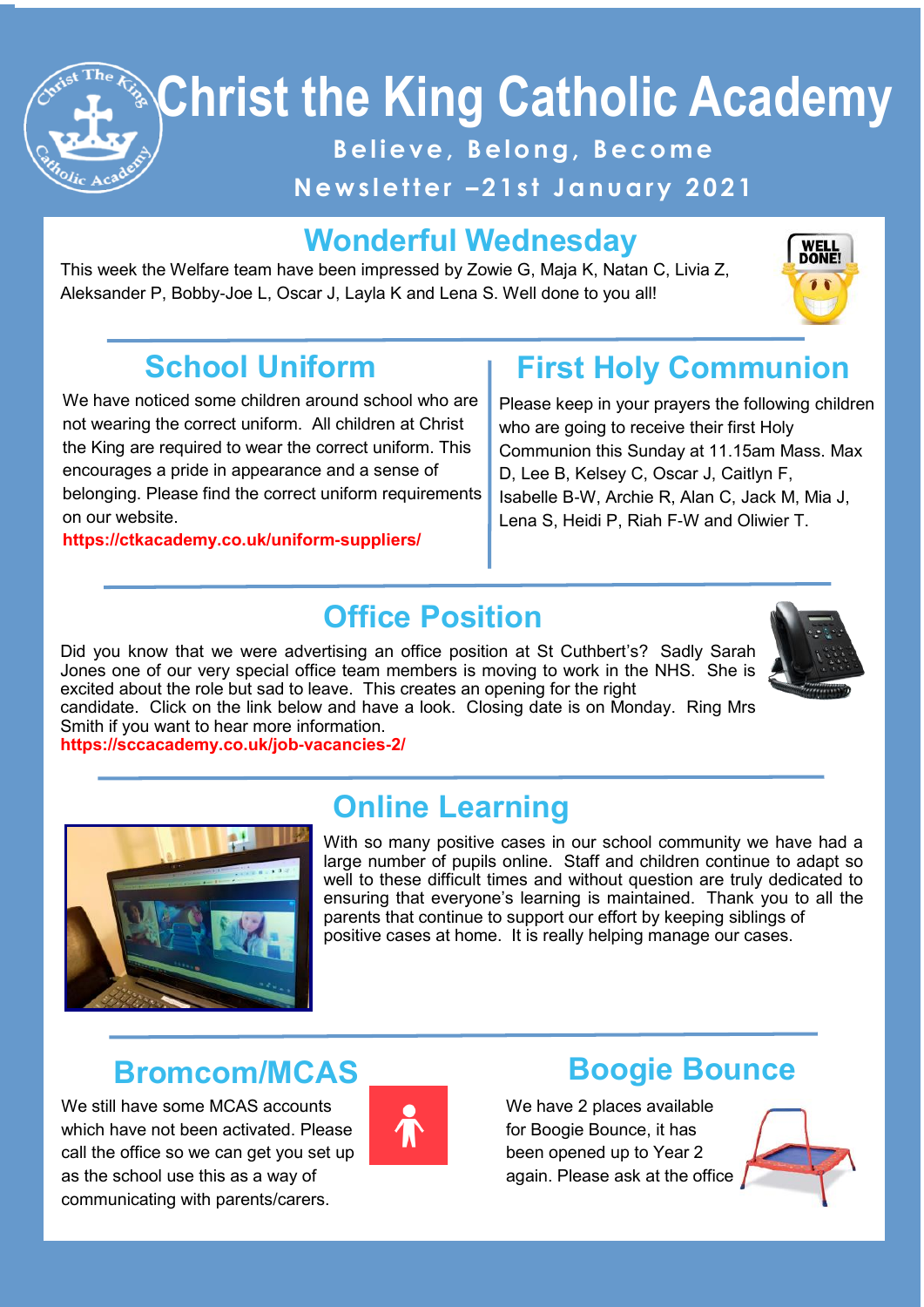# Christ the King Catholic Academy

**Believe, Belong, Become**

**Newsletter –21st January 2021**

## Wonderful Wednesday

This week the Welfare team have been impressed by Zowie G, Maja K, Natan C, Livia Z, Aleksander P, Bobby-Joe L, Oscar J, Layla K and Lena S. Well done to you all!

## School Uniform

We have noticed some children around school who are not wearing the correct uniform. All children at Christ the King are required to wear the correct uniform. This encourages a pride in appearance and a sense of belonging. Please find the correct uniform requirements on our website.

**https://ctkacademy.co.uk/uniform-suppliers/**

## First Holy Communion

Please keep in your prayers the following children who are going to receive their first Holy Communion this Sunday at 11.15am Mass. Max D, Lee B, Kelsey C, Oscar J, Caitlyn F, Isabelle B-W, Archie R, Alan C, Jack M, Mia J, Lena S, Heidi P, Riah F-W and Oliwier T.

## Office Position

Did you know that we were advertising an office position at St Cuthbert's? Sadly Sarah Jones one of our very special office team members is moving to work in the NHS. She is excited about the role but sad to leave. This creates an opening for the right candidate. Click on the link below and have a look. Closing date is on Monday. Ring Mrs Smith if you want to hear more information.

**https://sccacademy.co.uk/job-vacancies-2/**

## Online Learning

With so many positive cases in our school community we have had a large number of pupils online. Staff and children continue to adapt so well to these difficult times and without question are truly dedicated to ensuring that everyone's learning is maintained. Thank you to all the parents that continue to support our effort by keeping siblings of positive cases at home. It is really helping manage our cases.

## Bromcom/MCAS

We still have some MCAS accounts which have not been activated. Please call the office so we can get you set up as the school use this as a way of communicating with parents/carers.

## Boogie Bounce

We have 2 places available for Boogie Bounce, it has been opened up to Year 2 again. Please ask at the office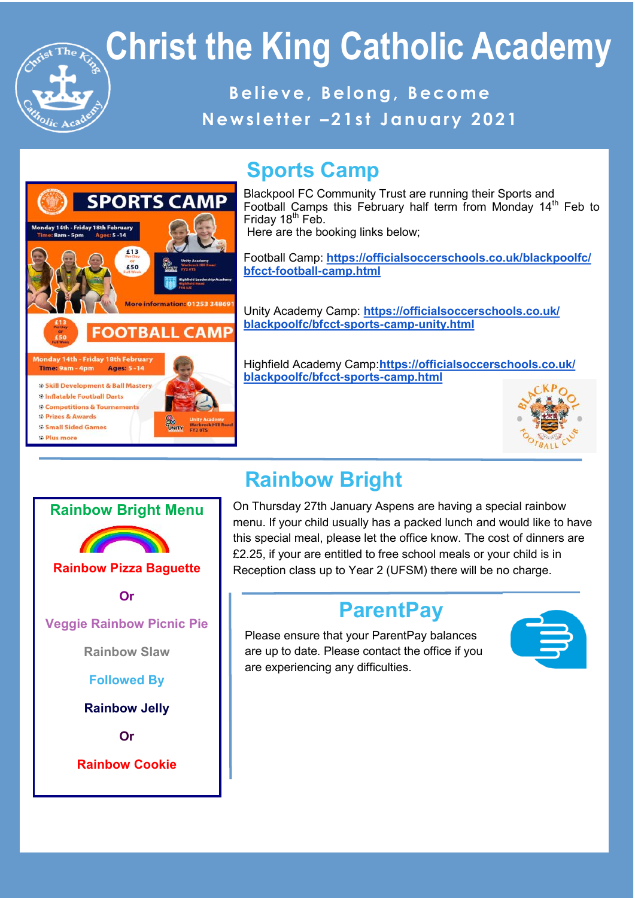# Christ the King Catholic Academy

**Believe, Belong, Become**

**Newsletter –21st January 2021**

## Sports Camp

Blackpool FC Community Trust are running their Sports and Football Camps this February half term from Monday 14th Feb to Friday 18th Feb.
Here are the booking links below;

Football Camp: https://officialsoccerschools.co.uk/blackpoolfc/bfcct-football-camp.html

Unity Academy Camp: https://officialsoccerschools.co.uk/blackpoolfc/bfcct-sports-camp-unity.html

Highfield Academy Camp: https://officialsoccerschools.co.uk/blackpoolfc/bfcct-sports-camp.html

## Rainbow Bright

On Thursday 27th January Aspens are having a special rainbow menu. If your child usually has a packed lunch and would like to have this special meal, please let the office know. The cost of dinners are £2.25, if your are entitled to free school meals or your child is in Reception class up to Year 2 (UFSM) there will be no charge.

### Rainbow Bright Menu

Rainbow Pizza Baguette

Or

Veggie Rainbow Picnic Pie

Rainbow Slaw

Followed By

Rainbow Jelly

Or

Rainbow Cookie

## ParentPay

Please ensure that your ParentPay balances are up to date. Please contact the office if you are experiencing any difficulties.